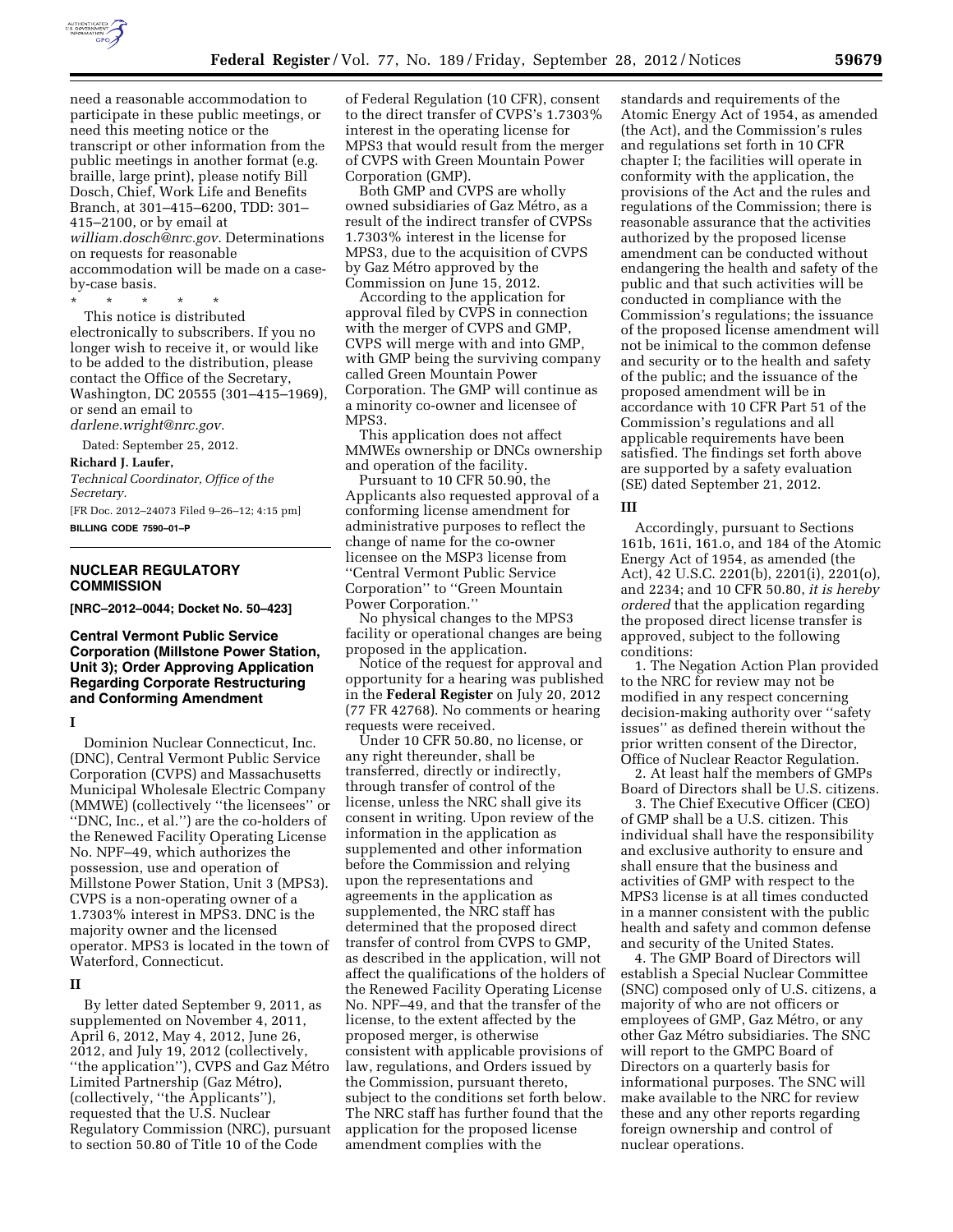need a reasonable accommodation to participate in these public meetings, or need this meeting notice or the transcript or other information from the public meetings in another format (e.g. braille, large print), please notify Bill Dosch, Chief, Work Life and Benefits Branch, at 301–415–6200, TDD: 301–415–2100, or by email at *william.dosch@nrc.gov*. Determinations on requests for reasonable accommodation will be made on a case-by-case basis.

\* \* \* \* \*

This notice is distributed electronically to subscribers. If you no longer wish to receive it, or would like to be added to the distribution, please contact the Office of the Secretary, Washington, DC 20555 (301–415–1969), or send an email to *darlene.wright@nrc.gov*.

Dated: September 25, 2012.

**Richard J. Laufer,**

*Technical Coordinator, Office of the Secretary.*

[FR Doc. 2012–24073 Filed 9–26–12; 4:15 pm]

**BILLING CODE 7590–01–P**

## NUCLEAR REGULATORY COMMISSION

**[NRC–2012–0044; Docket No. 50–423]**

## Central Vermont Public Service Corporation (Millstone Power Station, Unit 3); Order Approving Application Regarding Corporate Restructuring and Conforming Amendment

### I

Dominion Nuclear Connecticut, Inc. (DNC), Central Vermont Public Service Corporation (CVPS) and Massachusetts Municipal Wholesale Electric Company (MMWE) (collectively ''the licensees'' or ''DNC, Inc., et al.'') are the co-holders of the Renewed Facility Operating License No. NPF–49, which authorizes the possession, use and operation of Millstone Power Station, Unit 3 (MPS3). CVPS is a non-operating owner of a 1.7303% interest in MPS3. DNC is the majority owner and the licensed operator. MPS3 is located in the town of Waterford, Connecticut.

### II

By letter dated September 9, 2011, as supplemented on November 4, 2011, April 6, 2012, May 4, 2012, June 26, 2012, and July 19, 2012 (collectively, ''the application''), CVPS and Gaz Métro Limited Partnership (Gaz Métro), (collectively, ''the Applicants''), requested that the U.S. Nuclear Regulatory Commission (NRC), pursuant to section 50.80 of Title 10 of the Code of Federal Regulation (10 CFR), consent to the direct transfer of CVPS's 1.7303% interest in the operating license for MPS3 that would result from the merger of CVPS with Green Mountain Power Corporation (GMP).

Both GMP and CVPS are wholly owned subsidiaries of Gaz Métro, as a result of the indirect transfer of CVPSs 1.7303% interest in the license for MPS3, due to the acquisition of CVPS by Gaz Métro approved by the Commission on June 15, 2012.

According to the application for approval filed by CVPS in connection with the merger of CVPS and GMP, CVPS will merge with and into GMP, with GMP being the surviving company called Green Mountain Power Corporation. The GMP will continue as a minority co-owner and licensee of MPS3.

This application does not affect MMWEs ownership or DNCs ownership and operation of the facility.

Pursuant to 10 CFR 50.90, the Applicants also requested approval of a conforming license amendment for administrative purposes to reflect the change of name for the co-owner licensee on the MSP3 license from ''Central Vermont Public Service Corporation'' to ''Green Mountain Power Corporation.''

No physical changes to the MPS3 facility or operational changes are being proposed in the application.

Notice of the request for approval and opportunity for a hearing was published in the **Federal Register** on July 20, 2012 (77 FR 42768). No comments or hearing requests were received.

Under 10 CFR 50.80, no license, or any right thereunder, shall be transferred, directly or indirectly, through transfer of control of the license, unless the NRC shall give its consent in writing. Upon review of the information in the application as supplemented and other information before the Commission and relying upon the representations and agreements in the application as supplemented, the NRC staff has determined that the proposed direct transfer of control from CVPS to GMP, as described in the application, will not affect the qualifications of the holders of the Renewed Facility Operating License No. NPF–49, and that the transfer of the license, to the extent affected by the proposed merger, is otherwise consistent with applicable provisions of law, regulations, and Orders issued by the Commission, pursuant thereto, subject to the conditions set forth below. The NRC staff has further found that the application for the proposed license amendment complies with the standards and requirements of the Atomic Energy Act of 1954, as amended (the Act), and the Commission's rules and regulations set forth in 10 CFR chapter I; the facilities will operate in conformity with the application, the provisions of the Act and the rules and regulations of the Commission; there is reasonable assurance that the activities authorized by the proposed license amendment can be conducted without endangering the health and safety of the public and that such activities will be conducted in compliance with the Commission's regulations; the issuance of the proposed license amendment will not be inimical to the common defense and security or to the health and safety of the public; and the issuance of the proposed amendment will be in accordance with 10 CFR Part 51 of the Commission's regulations and all applicable requirements have been satisfied. The findings set forth above are supported by a safety evaluation (SE) dated September 21, 2012.

### III

Accordingly, pursuant to Sections 161b, 161i, 161.o, and 184 of the Atomic Energy Act of 1954, as amended (the Act), 42 U.S.C. 2201(b), 2201(i), 2201(o), and 2234; and 10 CFR 50.80, *it is hereby ordered* that the application regarding the proposed direct license transfer is approved, subject to the following conditions:

1. The Negation Action Plan provided to the NRC for review may not be modified in any respect concerning decision-making authority over ''safety issues'' as defined therein without the prior written consent of the Director, Office of Nuclear Reactor Regulation.
2. At least half the members of GMPs Board of Directors shall be U.S. citizens.
3. The Chief Executive Officer (CEO) of GMP shall be a U.S. citizen. This individual shall have the responsibility and exclusive authority to ensure and shall ensure that the business and activities of GMP with respect to the MPS3 license is at all times conducted in a manner consistent with the public health and safety and common defense and security of the United States.
4. The GMP Board of Directors will establish a Special Nuclear Committee (SNC) composed only of U.S. citizens, a majority of who are not officers or employees of GMP, Gaz Métro, or any other Gaz Métro subsidiaries. The SNC will report to the GMPC Board of Directors on a quarterly basis for informational purposes. The SNC will make available to the NRC for review these and any other reports regarding foreign ownership and control of nuclear operations.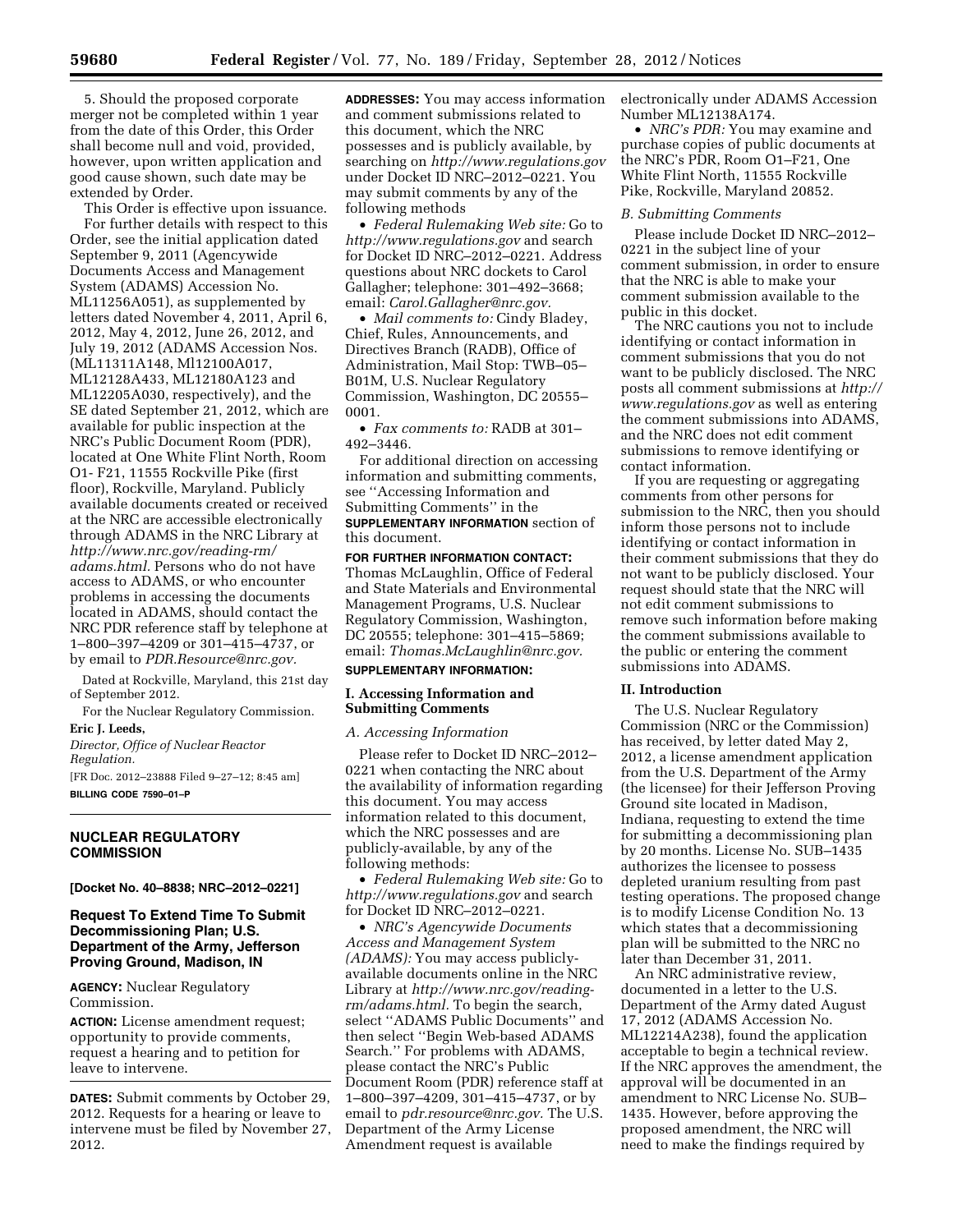5. Should the proposed corporate merger not be completed within 1 year from the date of this Order, this Order shall become null and void, provided, however, upon written application and good cause shown, such date may be extended by Order.

This Order is effective upon issuance.

For further details with respect to this Order, see the initial application dated September 9, 2011 (Agencywide Documents Access and Management System (ADAMS) Accession No. ML11256A051), as supplemented by letters dated November 4, 2011, April 6, 2012, May 4, 2012, June 26, 2012, and July 19, 2012 (ADAMS Accession Nos. (ML11311A148, Ml12100A017, ML12128A433, ML12180A123 and ML12205A030, respectively), and the SE dated September 21, 2012, which are available for public inspection at the NRC's Public Document Room (PDR), located at One White Flint North, Room O1- F21, 11555 Rockville Pike (first floor), Rockville, Maryland. Publicly available documents created or received at the NRC are accessible electronically through ADAMS in the NRC Library at *http://www.nrc.gov/reading-rm/adams.html.* Persons who do not have access to ADAMS, or who encounter problems in accessing the documents located in ADAMS, should contact the NRC PDR reference staff by telephone at 1–800–397–4209 or 301–415–4737, or by email to *PDR.Resource@nrc.gov.*

Dated at Rockville, Maryland, this 21st day of September 2012.

For the Nuclear Regulatory Commission.

**Eric J. Leeds,**

*Director, Office of Nuclear Reactor Regulation.*

[FR Doc. 2012–23888 Filed 9–27–12; 8:45 am]

**BILLING CODE 7590–01–P**

## NUCLEAR REGULATORY COMMISSION

**[Docket No. 40–8838; NRC–2012–0221]**

### Request To Extend Time To Submit Decommissioning Plan; U.S. Department of the Army, Jefferson Proving Ground, Madison, IN

**AGENCY:** Nuclear Regulatory Commission.

**ACTION:** License amendment request; opportunity to provide comments, request a hearing and to petition for leave to intervene.

**DATES:** Submit comments by October 29, 2012. Requests for a hearing or leave to intervene must be filed by November 27, 2012.

**ADDRESSES:** You may access information and comment submissions related to this document, which the NRC possesses and is publicly available, by searching on *http://www.regulations.gov* under Docket ID NRC–2012–0221. You may submit comments by any of the following methods

- *Federal Rulemaking Web site:* Go to *http://www.regulations.gov* and search for Docket ID NRC–2012–0221. Address questions about NRC dockets to Carol Gallagher; telephone: 301–492–3668; email: *Carol.Gallagher@nrc.gov.*
- *Mail comments to:* Cindy Bladey, Chief, Rules, Announcements, and Directives Branch (RADB), Office of Administration, Mail Stop: TWB–05–B01M, U.S. Nuclear Regulatory Commission, Washington, DC 20555–0001.
- *Fax comments to:* RADB at 301–492–3446.

For additional direction on accessing information and submitting comments, see ''Accessing Information and Submitting Comments'' in the **SUPPLEMENTARY INFORMATION** section of this document.

**FOR FURTHER INFORMATION CONTACT:** Thomas McLaughlin, Office of Federal and State Materials and Environmental Management Programs, U.S. Nuclear Regulatory Commission, Washington, DC 20555; telephone: 301–415–5869; email: *Thomas.McLaughlin@nrc.gov.*

**SUPPLEMENTARY INFORMATION:**

#### I. Accessing Information and Submitting Comments

##### *A. Accessing Information*

Please refer to Docket ID NRC–2012–0221 when contacting the NRC about the availability of information regarding this document. You may access information related to this document, which the NRC possesses and are publicly-available, by any of the following methods:

- *Federal Rulemaking Web site:* Go to *http://www.regulations.gov* and search for Docket ID NRC–2012–0221.
- *NRC's Agencywide Documents Access and Management System (ADAMS):* You may access publicly-available documents online in the NRC Library at *http://www.nrc.gov/reading-rm/adams.html.* To begin the search, select ''ADAMS Public Documents'' and then select ''Begin Web-based ADAMS Search.'' For problems with ADAMS, please contact the NRC's Public Document Room (PDR) reference staff at 1–800–397–4209, 301–415–4737, or by email to *pdr.resource@nrc.gov.* The U.S. Department of the Army License Amendment request is available electronically under ADAMS Accession Number ML12138A174.
- *NRC's PDR:* You may examine and purchase copies of public documents at the NRC's PDR, Room O1–F21, One White Flint North, 11555 Rockville Pike, Rockville, Maryland 20852.

##### *B. Submitting Comments*

Please include Docket ID NRC–2012–0221 in the subject line of your comment submission, in order to ensure that the NRC is able to make your comment submission available to the public in this docket.

The NRC cautions you not to include identifying or contact information in comment submissions that you do not want to be publicly disclosed. The NRC posts all comment submissions at *http://www.regulations.gov* as well as entering the comment submissions into ADAMS, and the NRC does not edit comment submissions to remove identifying or contact information.

If you are requesting or aggregating comments from other persons for submission to the NRC, then you should inform those persons not to include identifying or contact information in their comment submissions that they do not want to be publicly disclosed. Your request should state that the NRC will not edit comment submissions to remove such information before making the comment submissions available to the public or entering the comment submissions into ADAMS.

#### II. Introduction

The U.S. Nuclear Regulatory Commission (NRC or the Commission) has received, by letter dated May 2, 2012, a license amendment application from the U.S. Department of the Army (the licensee) for their Jefferson Proving Ground site located in Madison, Indiana, requesting to extend the time for submitting a decommissioning plan by 20 months. License No. SUB–1435 authorizes the licensee to possess depleted uranium resulting from past testing operations. The proposed change is to modify License Condition No. 13 which states that a decommissioning plan will be submitted to the NRC no later than December 31, 2011.

An NRC administrative review, documented in a letter to the U.S. Department of the Army dated August 17, 2012 (ADAMS Accession No. ML12214A238), found the application acceptable to begin a technical review. If the NRC approves the amendment, the approval will be documented in an amendment to NRC License No. SUB–1435. However, before approving the proposed amendment, the NRC will need to make the findings required by